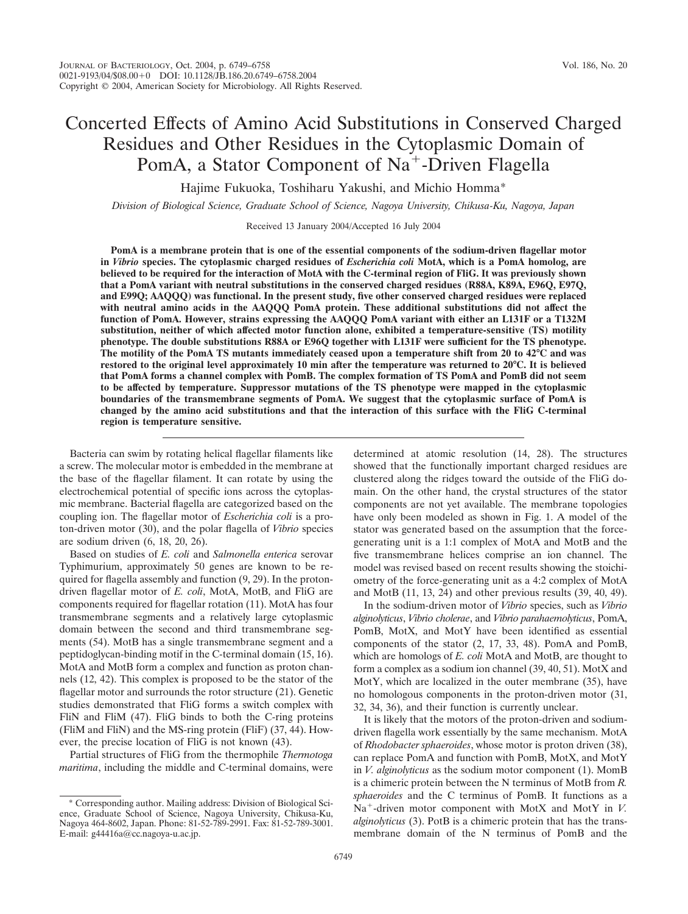# Concerted Effects of Amino Acid Substitutions in Conserved Charged Residues and Other Residues in the Cytoplasmic Domain of PomA, a Stator Component of $Na^+$-Driven Flagella

Hajime Fukuoka, Toshiharu Yakushi, and Michio Homma*

*Division of Biological Science, Graduate School of Science, Nagoya University, Chikusa-Ku, Nagoya, Japan*

Received 13 January 2004/Accepted 16 July 2004

**PomA is a membrane protein that is one of the essential components of the sodium-driven flagellar motor in *Vibrio* species. The cytoplasmic charged residues of *Escherichia coli* MotA, which is a PomA homolog, are believed to be required for the interaction of MotA with the C-terminal region of FliG. It was previously shown that a PomA variant with neutral substitutions in the conserved charged residues (R88A, K89A, E96Q, E97Q, and E99Q; AAQQQ) was functional. In the present study, five other conserved charged residues were replaced with neutral amino acids in the AAQQQ PomA protein. These additional substitutions did not affect the function of PomA. However, strains expressing the AAQQQ PomA variant with either an L131F or a T132M substitution, neither of which affected motor function alone, exhibited a temperature-sensitive (TS) motility phenotype. The double substitutions R88A or E96Q together with L131F were sufficient for the TS phenotype. The motility of the PomA TS mutants immediately ceased upon a temperature shift from 20 to 42°C and was restored to the original level approximately 10 min after the temperature was returned to 20°C. It is believed that PomA forms a channel complex with PomB. The complex formation of TS PomA and PomB did not seem to be affected by temperature. Suppressor mutations of the TS phenotype were mapped in the cytoplasmic boundaries of the transmembrane segments of PomA. We suggest that the cytoplasmic surface of PomA is changed by the amino acid substitutions and that the interaction of this surface with the FliG C-terminal region is temperature sensitive.**

Bacteria can swim by rotating helical flagellar filaments like a screw. The molecular motor is embedded in the membrane at the base of the flagellar filament. It can rotate by using the electrochemical potential of specific ions across the cytoplasmic membrane. Bacterial flagella are categorized based on the coupling ion. The flagellar motor of *Escherichia coli* is a proton-driven motor (30), and the polar flagella of *Vibrio* species are sodium driven (6, 18, 20, 26).

Based on studies of *E. coli* and *Salmonella enterica* serovar Typhimurium, approximately 50 genes are known to be required for flagella assembly and function (9, 29). In the proton-driven flagellar motor of *E. coli*, MotA, MotB, and FliG are components required for flagellar rotation (11). MotA has four transmembrane segments and a relatively large cytoplasmic domain between the second and third transmembrane segments (54). MotB has a single transmembrane segment and a peptidoglycan-binding motif in the C-terminal domain (15, 16). MotA and MotB form a complex and function as proton channels (12, 42). This complex is proposed to be the stator of the flagellar motor and surrounds the rotor structure (21). Genetic studies demonstrated that FliG forms a switch complex with FliN and FliM (47). FliG binds to both the C-ring proteins (FliM and FliN) and the MS-ring protein (FliF) (37, 44). However, the precise location of FliG is not known (43).

Partial structures of FliG from the thermophile *Thermotoga maritima*, including the middle and C-terminal domains, were determined at atomic resolution (14, 28). The structures showed that the functionally important charged residues are clustered along the ridges toward the outside of the FliG domain. On the other hand, the crystal structures of the stator components are not yet available. The membrane topologies have only been modeled as shown in Fig. 1. A model of the stator was generated based on the assumption that the force-generating unit is a 1:1 complex of MotA and MotB and the five transmembrane helices comprise an ion channel. The model was revised based on recent results showing the stoichiometry of the force-generating unit as a 4:2 complex of MotA and MotB (11, 13, 24) and other previous results (39, 40, 49).

In the sodium-driven motor of *Vibrio* species, such as *Vibrio alginolyticus*, *Vibrio cholerae*, and *Vibrio parahaemolyticus*, PomA, PomB, MotX, and MotY have been identified as essential components of the stator (2, 17, 33, 48). PomA and PomB, which are homologs of *E. coli* MotA and MotB, are thought to form a complex as a sodium ion channel (39, 40, 51). MotX and MotY, which are localized in the outer membrane (35), have no homologous components in the proton-driven motor (31, 32, 34, 36), and their function is currently unclear.

It is likely that the motors of the proton-driven and sodium-driven flagella work essentially by the same mechanism. MotA of *Rhodobacter sphaeroides*, whose motor is proton driven (38), can replace PomA and function with PomB, MotX, and MotY in *V. alginolyticus* as the sodium motor component (1). MomB is a chimeric protein between the N terminus of MotB from *R. sphaeroides* and the C terminus of PomB. It functions as a $Na^+$-driven motor component with MotX and MotY in *V. alginolyticus* (3). PotB is a chimeric protein that has the transmembrane domain of the N terminus of PomB and the

* Corresponding author. Mailing address: Division of Biological Science, Graduate School of Science, Nagoya University, Chikusa-Ku, Nagoya 464-8602, Japan. Phone: 81-52-789-2991. Fax: 81-52-789-3001. E-mail: g44416a@cc.nagoya-u.ac.jp.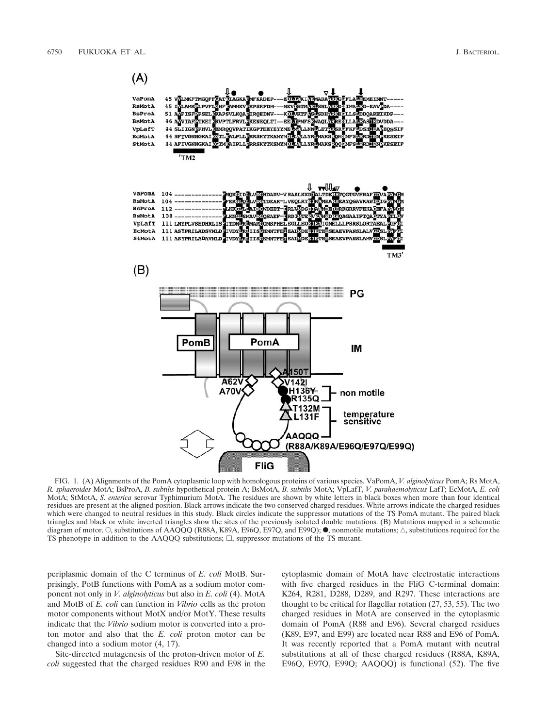FIG. 1. (A) Alignments of the PomA cytoplasmic loop with homologous proteins of various species. VaPomA, *V. alginolyticus* PomA; Rs MotA, *R. sphaeroides* MotA; BsProA, *B. subtilis* hypothetical protein A; BsMotA, *B. subtilis* MotA; VpLafT, *V. parahaemolyticus* LafT; EcMotA, *E. coli* MotA; StMotA, *S. enterica* serovar Typhimurium MotA. The residues are shown by white letters in black boxes when more than four identical residues are present at the aligned position. Black arrows indicate the two conserved charged residues. White arrows indicate the charged residues which were changed to neutral residues in this study. Black circles indicate the suppressor mutations of the TS PomA mutant. The paired black triangles and black or white inverted triangles show the sites of the previously isolated double mutations. (B) Mutations mapped in a schematic diagram of motor. ○, substitutions of AAQQQ (R88A, K89A, E96Q, E97Q, and E99Q); ●, nonmotile mutations; △, substitutions required for the TS phenotype in addition to the AAQQQ substitutions; □, suppressor mutations of the TS mutant.

periplasmic domain of the C terminus of *E. coli* MotB. Surprisingly, PotB functions with PomA as a sodium motor component not only in *V. alginolyticus* but also in *E. coli* (4). MotA and MotB of *E. coli* can function in *Vibrio* cells as the proton motor components without MotX and/or MotY. These results indicate that the *Vibrio* sodium motor is converted into a proton motor and also that the *E. coli* proton motor can be changed into a sodium motor (4, 17).

Site-directed mutagenesis of the proton-driven motor of *E. coli* suggested that the charged residues R90 and E98 in the cytoplasmic domain of MotA have electrostatic interactions with five charged residues in the FliG C-terminal domain: K264, R281, D288, D289, and R297. These interactions are thought to be critical for flagellar rotation (27, 53, 55). The two charged residues in MotA are conserved in the cytoplasmic domain of PomA (R88 and E96). Several charged residues (K89, E97, and E99) are located near R88 and E96 of PomA. It was recently reported that a PomA mutant with neutral substitutions at all of these charged residues (R88A, K89A, E96Q, E97Q, E99Q; AAQQQ) is functional (52). The five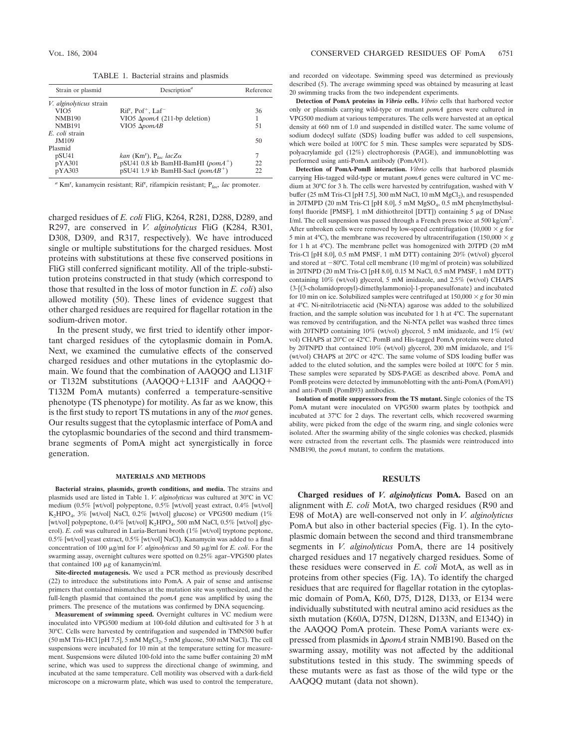TABLE 1. Bacterial strains and plasmids

| Strain or plasmid | Description[a] | Reference |
|---|---|---|
| *V. alginolyticus* strain | | |
| VIO5 | $Rif^r$, $Pof^+$, $Laf^-$ | 36 |
| NMB190 | VIO5 Δ*pomA* (211-bp deletion) | 1 |
| NMB191 | VIO5 Δ*pomAB* | 51 |
| *E. coli* strain | | |
| JM109 | | 50 |
| Plasmid | | |
| pSU41 | *kan* ($Km^r$), $P_{lac}$ *lacZα* | 7 |
| pYA301 | pSU41 0.8 kb BamHI-BamHI (*pomA*$^+$) | 22 |
| pYA303 | pSU41 1.9 kb BamHI-SacI (*pomAB*$^+$) | 22 |

[a] $Km^r$, kanamycin resistant; $Rif^r$, rifampicin resistant; $P_{lac}$, *lac* promoter.

charged residues of *E. coli* FliG, K264, R281, D288, D289, and R297, are conserved in *V. alginolyticus* FliG (K284, R301, D308, D309, and R317, respectively). We have introduced single or multiple substitutions for the charged residues. Most proteins with substitutions at these five conserved positions in FliG still conferred significant motility. All of the triple-substitution proteins constructed in that study (which correspond to those that resulted in the loss of motor function in *E. coli*) also allowed motility (50). These lines of evidence suggest that other charged residues are required for flagellar rotation in the sodium-driven motor.

In the present study, we first tried to identify other important charged residues of the cytoplasmic domain in PomA. Next, we examined the cumulative effects of the conserved charged residues and other mutations in the cytoplasmic domain. We found that the combination of AAQQQ and L131F or T132M substitutions (AAQQQ+L131F and AAQQQ+T132M PomA mutants) conferred a temperature-sensitive phenotype (TS phenotype) for motility. As far as we know, this is the first study to report TS mutations in any of the *mot* genes. Our results suggest that the cytoplasmic interface of PomA and the cytoplasmic boundaries of the second and third transmembrane segments of PomA might act synergistically in force generation.

## MATERIALS AND METHODS

**Bacterial strains, plasmids, growth conditions, and media.** The strains and plasmids used are listed in Table 1. *V. alginolyticus* was cultured at 30°C in VC medium (0.5% [wt/vol] polypeptone, 0.5% [wt/vol] yeast extract, 0.4% [wt/vol] $K_2HPO_4$, 3% [wt/vol] NaCl, 0.2% [wt/vol] glucose) or VPG500 medium (1% [wt/vol] polypeptone, 0.4% [wt/vol] $K_2HPO_4$, 500 mM NaCl, 0.5% [wt/vol] glycerol). *E. coli* was cultured in Luria-Bertani broth (1% [wt/vol] tryptone peptone, 0.5% [wt/vol] yeast extract, 0.5% [wt/vol] NaCl). Kanamycin was added to a final concentration of 100 μg/ml for *V. alginolyticus* and 50 μg/ml for *E. coli*. For the swarming assay, overnight cultures were spotted on 0.25% agar–VPG500 plates that contained 100 μg of kanamycin/ml.

**Site-directed mutagenesis.** We used a PCR method as previously described (22) to introduce the substitutions into PomA. A pair of sense and antisense primers that contained mismatches at the mutation site was synthesized, and the full-length plasmid that contained the *pomA* gene was amplified by using the primers. The presence of the mutations was confirmed by DNA sequencing.

**Measurement of swimming speed.** Overnight cultures in VC medium were inoculated into VPG500 medium at 100-fold dilution and cultivated for 3 h at 30°C. Cells were harvested by centrifugation and suspended in TMN500 buffer (50 mM Tris-HCl [pH 7.5], 5 mM $MgCl_2$, 5 mM glucose, 500 mM NaCl). The cell suspensions were incubated for 10 min at the temperature setting for measurement. Suspensions were diluted 100-fold into the same buffer containing 20 mM serine, which was used to suppress the directional change of swimming, and incubated at the same temperature. Cell motility was observed with a dark-field microscope on a microwarm plate, which was used to control the temperature, and recorded on videotape. Swimming speed was determined as previously described (5). The average swimming speed was obtained by measuring at least 20 swimming tracks from the two independent experiments.

**Detection of PomA proteins in *Vibrio* cells.** *Vibrio* cells that harbored vector only or plasmids carrying wild-type or mutant *pomA* genes were cultured in VPG500 medium at various temperatures. The cells were harvested at an optical density at 660 nm of 1.0 and suspended in distilled water. The same volume of sodium dodecyl sulfate (SDS) loading buffer was added to cell suspensions, which were boiled at 100°C for 5 min. These samples were separated by SDS-polyacrylamide gel (12%) electrophoresis (PAGE), and immunoblotting was performed using anti-PomA antibody (PomA91).

**Detection of PomA-PomB interaction.** *Vibrio* cells that harbored plasmids carrying His-tagged wild-type or mutant *pomA* genes were cultured in VC medium at 30°C for 3 h. The cells were harvested by centrifugation, washed with V buffer (25 mM Tris-Cl [pH 7.5], 300 mM NaCl, 10 mM $MgCl_2$), and resuspended in 20TMPD (20 mM Tris-Cl [pH 8.0], 5 mM $MgSO_4$, 0.5 mM phenylmethylsulfonyl fluoride [PMSF], 1 mM dithiothreitol [DTT]) containing 5 μg of DNase I/ml. The cell suspension was passed through a French press twice at 500 kg/cm$^2$. After unbroken cells were removed by low-speed centrifugation (10,000 × *g* for 5 min at 4°C), the membrane was recovered by ultracentrifugation (150,000 × *g* for 1 h at 4°C). The membrane pellet was homogenized with 20TPD (20 mM Tris-Cl [pH 8.0], 0.5 mM PMSF, 1 mM DTT) containing 20% (wt/vol) glycerol and stored at −80°C. Total cell membrane (10 mg/ml of protein) was solubilized in 20TNPD (20 mM Tris-Cl [pH 8.0], 0.15 M NaCl, 0.5 mM PMSF, 1 mM DTT) containing 10% (wt/vol) glycerol, 5 mM imidazole, and 2.5% (wt/vol) CHAPS {3-[(3-cholamidopropyl)-dimethylammonio]-1-propanesulfonate} and incubated for 10 min on ice. Solubilized samples were centrifuged at 150,000 × *g* for 30 min at 4°C. Ni-nitrilotriacetic acid (Ni-NTA) agarose was added to the solubilized fraction, and the sample solution was incubated for 1 h at 4°C. The supernatant was removed by centrifugation, and the Ni-NTA pellet was washed three times with 20TNPD containing 10% (wt/vol) glycerol, 5 mM imidazole, and 1% (wt/vol) CHAPS at 20°C or 42°C. PomB and His-tagged PomA proteins were eluted by 20TNPD that contained 10% (wt/vol) glycerol, 200 mM imidazole, and 1% (wt/vol) CHAPS at 20°C or 42°C. The same volume of SDS loading buffer was added to the eluted solution, and the samples were boiled at 100°C for 5 min. These samples were separated by SDS-PAGE as described above. PomA and PomB proteins were detected by immunoblotting with the anti-PomA (PomA91) and anti-PomB (PomB93) antibodies.

**Isolation of motile suppressors from the TS mutant.** Single colonies of the TS PomA mutant were inoculated on VPG500 swarm plates by toothpick and incubated at 37°C for 2 days. The revertant cells, which recovered swarming ability, were picked from the edge of the swarm ring, and single colonies were isolated. After the swarming ability of the single colonies was checked, plasmids were extracted from the revertant cells. The plasmids were reintroduced into NMB190, the *pomA* mutant, to confirm the mutations.

## RESULTS

**Charged residues of *V. alginolyticus* PomA.** Based on an alignment with *E. coli* MotA, two charged residues (R90 and E98 of MotA) are well-conserved not only in *V. alginolyticus* PomA but also in other bacterial species (Fig. 1). In the cytoplasmic domain between the second and third transmembrane segments in *V. alginolyticus* PomA, there are 14 positively charged residues and 17 negatively charged residues. Some of these residues were conserved in *E. coli* MotA, as well as in proteins from other species (Fig. 1A). To identify the charged residues that are required for flagellar rotation in the cytoplasmic domain of PomA, K60, D75, D128, D133, or E134 were individually substituted with neutral amino acid residues as the sixth mutation (K60A, D75N, D128N, D133N, and E134Q) in the AAQQQ PomA protein. These PomA variants were expressed from plasmids in Δ*pomA* strain NMB190. Based on the swarming assay, motility was not affected by the additional substitutions tested in this study. The swimming speeds of these mutants were as fast as those of the wild type or the AAQQQ mutant (data not shown).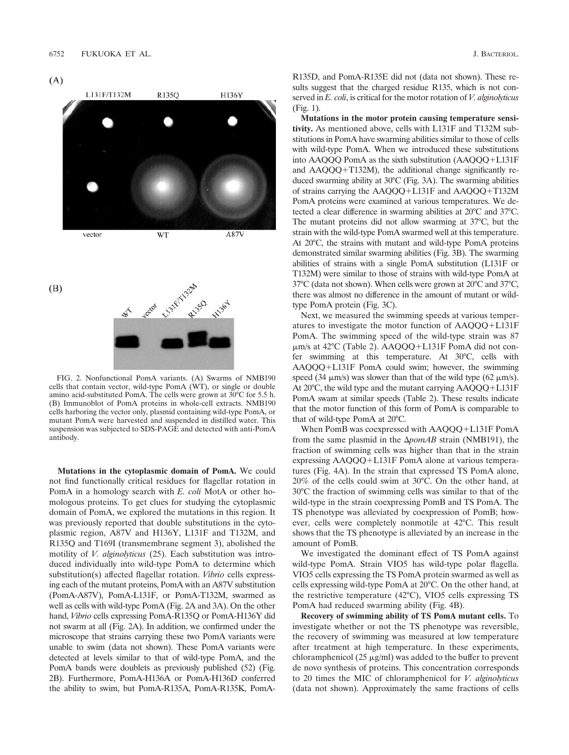(A)

L131F/T132M R135Q H136Y

vector WT A87V

(B)

WT vector L131F/T132M R135Q H136Y

FIG. 2. Nonfunctional PomA variants. (A) Swarms of NMB190 cells that contain vector, wild-type PomA (WT), or single or double amino acid-substituted PomA. The cells were grown at 30°C for 5.5 h. (B) Immunoblot of PomA proteins in whole-cell extracts. NMB190 cells harboring the vector only, plasmid containing wild-type PomA, or mutant PomA were harvested and suspended in distilled water. This suspension was subjected to SDS-PAGE and detected with anti-PomA antibody.

**Mutations in the cytoplasmic domain of PomA.** We could not find functionally critical residues for flagellar rotation in PomA in a homology search with *E. coli* MotA or other homologous proteins. To get clues for studying the cytoplasmic domain of PomA, we explored the mutations in this region. It was previously reported that double substitutions in the cytoplasmic region, A87V and H136Y, L131F and T132M, and R135Q and T169I (transmembrane segment 3), abolished the motility of *V. alginolyticus* (25). Each substitution was introduced individually into wild-type PomA to determine which substitution(s) affected flagellar rotation. *Vibrio* cells expressing each of the mutant proteins, PomA with an A87V substitution (PomA-A87V), PomA-L131F, or PomA-T132M, swarmed as well as cells with wild-type PomA (Fig. 2A and 3A). On the other hand, *Vibrio* cells expressing PomA-R135Q or PomA-H136Y did not swarm at all (Fig. 2A). In addition, we confirmed under the microscope that strains carrying these two PomA variants were unable to swim (data not shown). These PomA variants were detected at levels similar to that of wild-type PomA, and the PomA bands were doublets as previously published (52) (Fig. 2B). Furthermore, PomA-H136A or PomA-H136D conferred the ability to swim, but PomA-R135A, PomA-R135K, PomA-R135D, and PomA-R135E did not (data not shown). These results suggest that the charged residue R135, which is not conserved in *E. coli*, is critical for the motor rotation of *V. alginolyticus* (Fig. 1).

**Mutations in the motor protein causing temperature sensitivity.** As mentioned above, cells with L131F and T132M substitutions in PomA have swarming abilities similar to those of cells with wild-type PomA. When we introduced these substitutions into AAQQQ PomA as the sixth substitution (AAQQQ+L131F and AAQQQ+T132M), the additional change significantly reduced swarming ability at 30°C (Fig. 3A). The swarming abilities of strains carrying the AAQQQ+L131F and AAQQQ+T132M PomA proteins were examined at various temperatures. We detected a clear difference in swarming abilities at 20°C and 37°C. The mutant proteins did not allow swarming at 37°C, but the strain with the wild-type PomA swarmed well at this temperature. At 20°C, the strains with mutant and wild-type PomA proteins demonstrated similar swarming abilities (Fig. 3B). The swarming abilities of strains with a single PomA substitution (L131F or T132M) were similar to those of strains with wild-type PomA at 37°C (data not shown). When cells were grown at 20°C and 37°C, there was almost no difference in the amount of mutant or wild-type PomA protein (Fig. 3C).

Next, we measured the swimming speeds at various temperatures to investigate the motor function of AAQQQ+L131F PomA. The swimming speed of the wild-type strain was 87 μm/s at 42°C (Table 2). AAQQQ+L131F PomA did not confer swimming at this temperature. At 30°C, cells with AAQQQ+L131F PomA could swim; however, the swimming speed (34 μm/s) was slower than that of the wild type (62 μm/s). At 20°C, the wild type and the mutant carrying AAQQQ+L131F PomA swam at similar speeds (Table 2). These results indicate that the motor function of this form of PomA is comparable to that of wild-type PomA at 20°C.

When PomB was coexpressed with AAQQQ+L131F PomA from the same plasmid in the Δ*pomAB* strain (NMB191), the fraction of swimming cells was higher than that in the strain expressing AAQQQ+L131F PomA alone at various temperatures (Fig. 4A). In the strain that expressed TS PomA alone, 20% of the cells could swim at 30°C. On the other hand, at 30°C the fraction of swimming cells was similar to that of the wild-type in the strain coexpressing PomB and TS PomA. The TS phenotype was alleviated by coexpression of PomB; however, cells were completely nonmotile at 42°C. This result shows that the TS phenotype is alleviated by an increase in the amount of PomB.

We investigated the dominant effect of TS PomA against wild-type PomA. Strain VIO5 has wild-type polar flagella. VIO5 cells expressing the TS PomA protein swarmed as well as cells expressing wild-type PomA at 20°C. On the other hand, at the restrictive temperature (42°C), VIO5 cells expressing TS PomA had reduced swarming ability (Fig. 4B).

**Recovery of swimming ability of TS PomA mutant cells.** To investigate whether or not the TS phenotype was reversible, the recovery of swimming was measured at low temperature after treatment at high temperature. In these experiments, chloramphenicol (25 μg/ml) was added to the buffer to prevent de novo synthesis of proteins. This concentration corresponds to 20 times the MIC of chloramphenicol for *V. alginolyticus* (data not shown). Approximately the same fractions of cells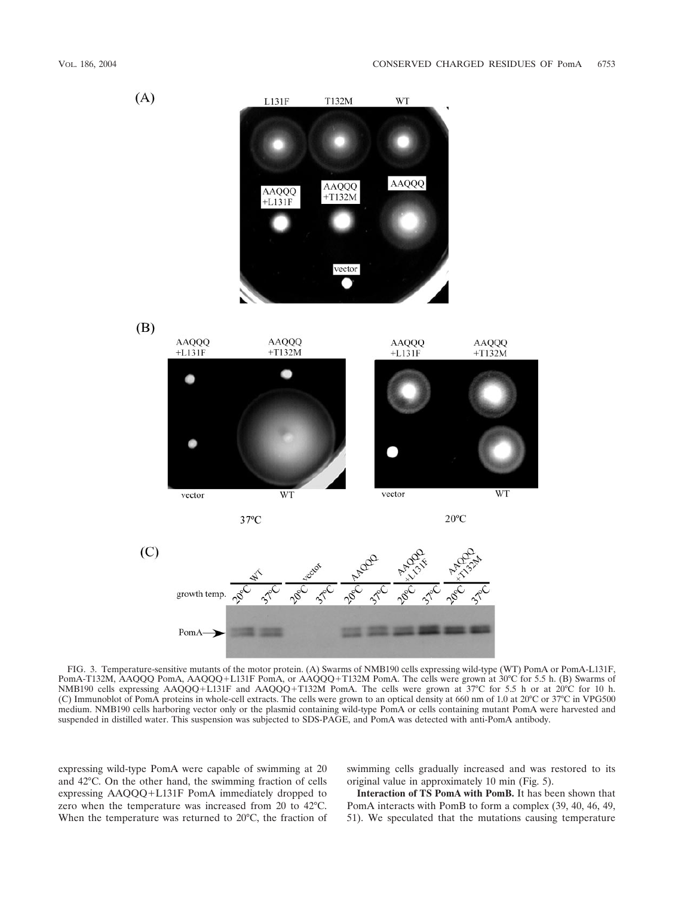FIG. 3. Temperature-sensitive mutants of the motor protein. (A) Swarms of NMB190 cells expressing wild-type (WT) PomA or PomA-L131F, PomA-T132M, AAQQQ PomA, AAQQQ+L131F PomA, or AAQQQ+T132M PomA. The cells were grown at 30°C for 5.5 h. (B) Swarms of NMB190 cells expressing AAQQQ+L131F and AAQQQ+T132M PomA. The cells were grown at 37°C for 5.5 h or at 20°C for 10 h. (C) Immunoblot of PomA proteins in whole-cell extracts. The cells were grown to an optical density at 660 nm of 1.0 at 20°C or 37°C in VPG500 medium. NMB190 cells harboring vector only or the plasmid containing wild-type PomA or cells containing mutant PomA were harvested and suspended in distilled water. This suspension was subjected to SDS-PAGE, and PomA was detected with anti-PomA antibody.

expressing wild-type PomA were capable of swimming at 20 and 42°C. On the other hand, the swimming fraction of cells expressing AAQQQ+L131F PomA immediately dropped to zero when the temperature was increased from 20 to 42°C. When the temperature was returned to 20°C, the fraction of swimming cells gradually increased and was restored to its original value in approximately 10 min (Fig. 5).

**Interaction of TS PomA with PomB.** It has been shown that PomA interacts with PomB to form a complex (39, 40, 46, 49, 51). We speculated that the mutations causing temperature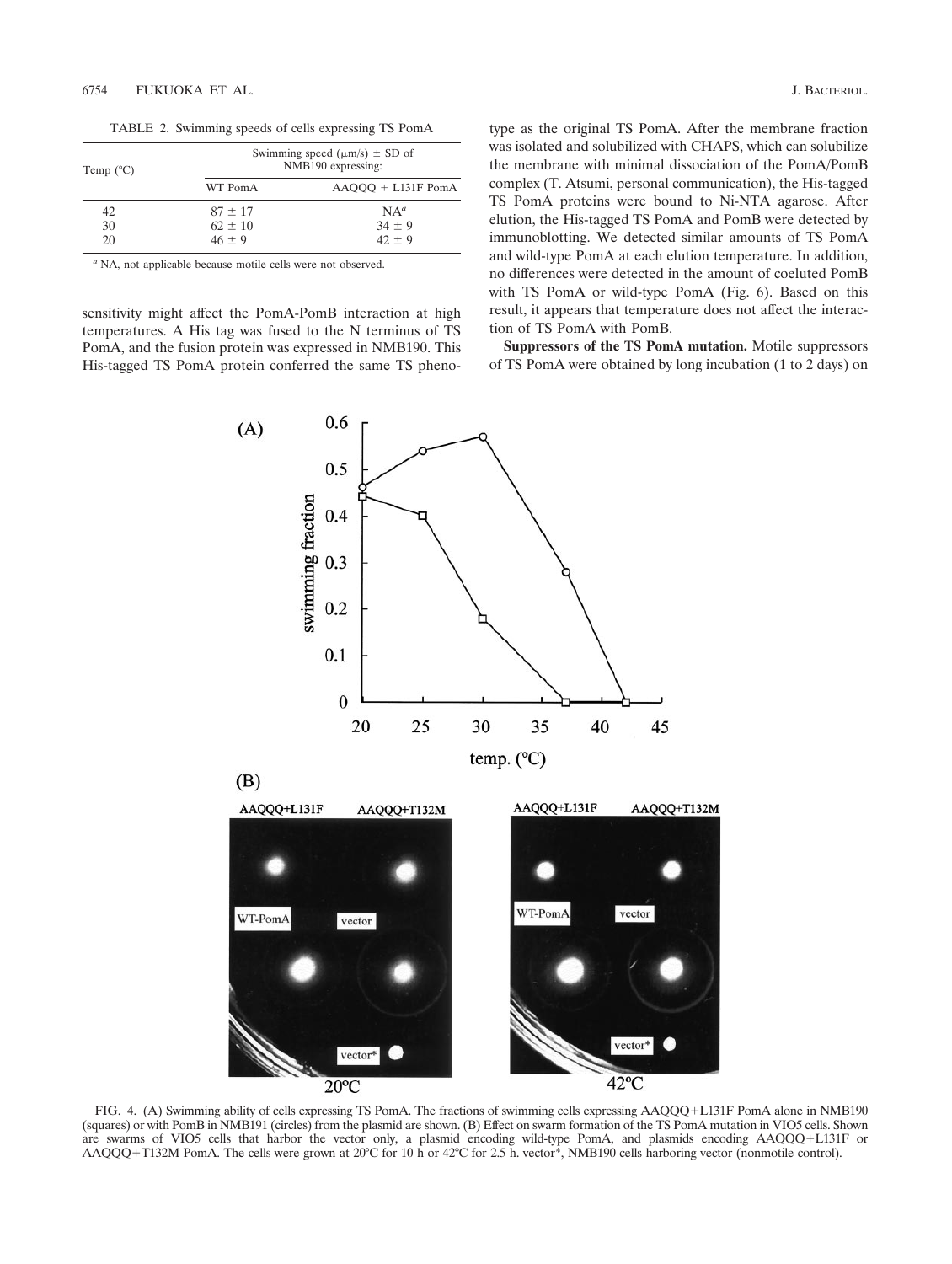TABLE 2. Swimming speeds of cells expressing TS PomA

| Temp (°C) | Swimming speed (μm/s) ± SD of NMB190 expressing: | |
|---|---|---|
| | WT PomA | AAQQQ + L131F PomA |
| 42 | 87 ± 17 | NA[a] |
| 30 | 62 ± 10 | 34 ± 9 |
| 20 | 46 ± 9 | 42 ± 9 |

[a] NA, not applicable because motile cells were not observed.

sensitivity might affect the PomA-PomB interaction at high temperatures. A His tag was fused to the N terminus of TS PomA, and the fusion protein was expressed in NMB190. This His-tagged TS PomA protein conferred the same TS phenotype as the original TS PomA. After the membrane fraction was isolated and solubilized with CHAPS, which can solubilize the membrane with minimal dissociation of the PomA/PomB complex (T. Atsumi, personal communication), the His-tagged TS PomA proteins were bound to Ni-NTA agarose. After elution, the His-tagged TS PomA and PomB were detected by immunoblotting. We detected similar amounts of TS PomA and wild-type PomA at each elution temperature. In addition, no differences were detected in the amount of coeluted PomB with TS PomA or wild-type PomA (Fig. 6). Based on this result, it appears that temperature does not affect the interaction of TS PomA with PomB.

**Suppressors of the TS PomA mutation.** Motile suppressors of TS PomA were obtained by long incubation (1 to 2 days) on

FIG. 4. (A) Swimming ability of cells expressing TS PomA. The fractions of swimming cells expressing AAQQQ+L131F PomA alone in NMB190 (squares) or with PomB in NMB191 (circles) from the plasmid are shown. (B) Effect on swarm formation of the TS PomA mutation in VIO5 cells. Shown are swarms of VIO5 cells that harbor the vector only, a plasmid encoding wild-type PomA, and plasmids encoding AAQQQ+L131F or AAQQQ+T132M PomA. The cells were grown at 20°C for 10 h or 42°C for 2.5 h. vector*, NMB190 cells harboring vector (nonmotile control).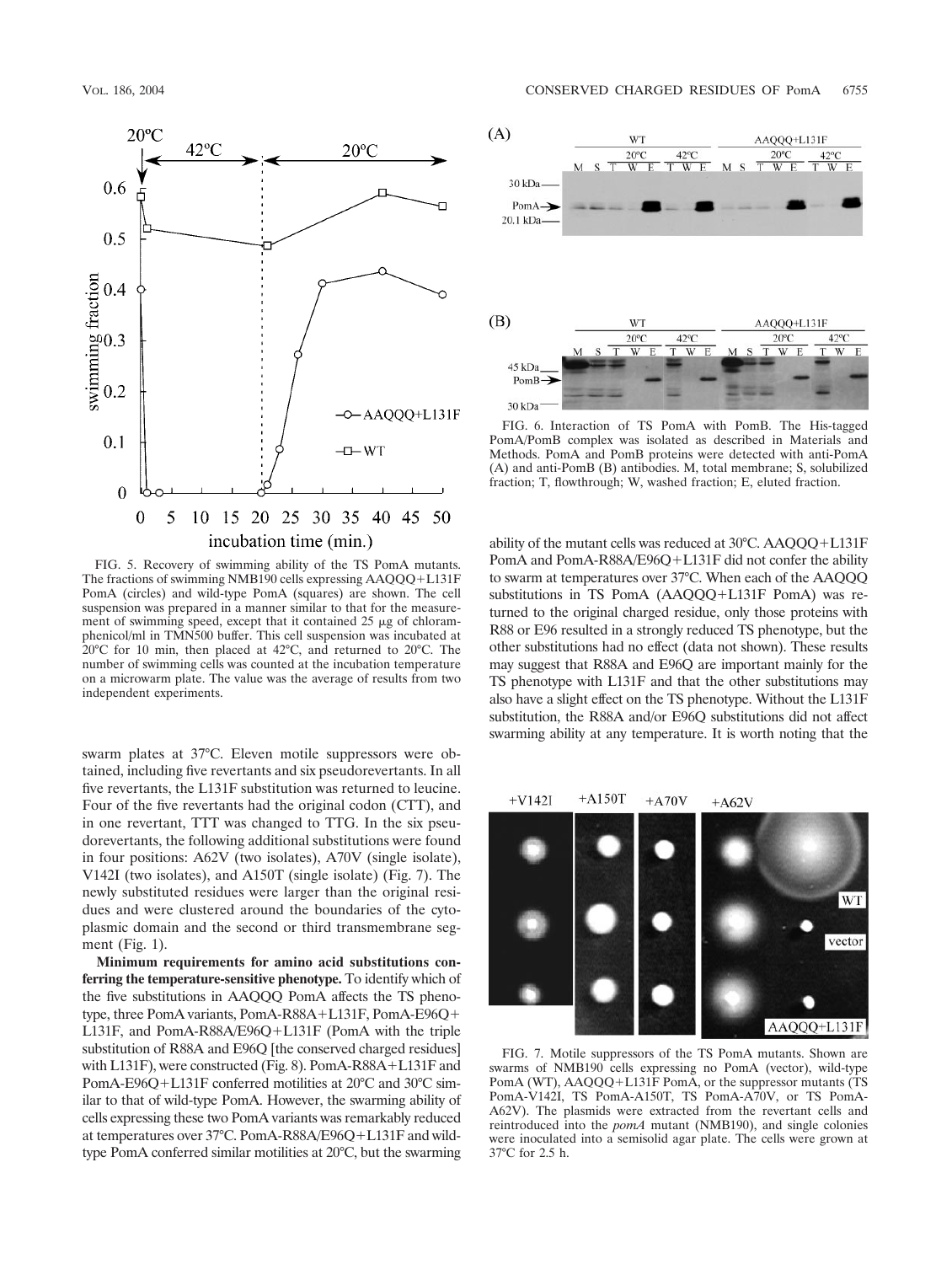FIG. 5. Recovery of swimming ability of the TS PomA mutants. The fractions of swimming NMB190 cells expressing AAQQQ+L131F PomA (circles) and wild-type PomA (squares) are shown. The cell suspension was prepared in a manner similar to that for the measurement of swimming speed, except that it contained 25 μg of chloramphenicol/ml in TMN500 buffer. This cell suspension was incubated at 20°C for 10 min, then placed at 42°C, and returned to 20°C. The number of swimming cells was counted at the incubation temperature on a microwarm plate. The value was the average of results from two independent experiments.

swarm plates at 37°C. Eleven motile suppressors were obtained, including five revertants and six pseudorevertants. In all five revertants, the L131F substitution was returned to leucine. Four of the five revertants had the original codon (CTT), and in one revertant, TTT was changed to TTG. In the six pseudorevertants, the following additional substitutions were found in four positions: A62V (two isolates), A70V (single isolate), V142I (two isolates), and A150T (single isolate) (Fig. 7). The newly substituted residues were larger than the original residues and were clustered around the boundaries of the cytoplasmic domain and the second or third transmembrane segment (Fig. 1).

**Minimum requirements for amino acid substitutions conferring the temperature-sensitive phenotype.** To identify which of the five substitutions in AAQQQ PomA affects the TS phenotype, three PomA variants, PomA-R88A+L131F, PomA-E96Q+L131F, and PomA-R88A/E96Q+L131F (PomA with the triple substitution of R88A and E96Q [the conserved charged residues] with L131F), were constructed (Fig. 8). PomA-R88A+L131F and PomA-E96Q+L131F conferred motilities at 20°C and 30°C similar to that of wild-type PomA. However, the swarming ability of cells expressing these two PomA variants was remarkably reduced at temperatures over 37°C. PomA-R88A/E96Q+L131F and wild-type PomA conferred similar motilities at 20°C, but the swarming ability of the mutant cells was reduced at 30°C. AAQQQ+L131F PomA and PomA-R88A/E96Q+L131F did not confer the ability to swarm at temperatures over 37°C. When each of the AAQQQ substitutions in TS PomA (AAQQQ+L131F PomA) was returned to the original charged residue, only those proteins with R88 or E96 resulted in a strongly reduced TS phenotype, but the other substitutions had no effect (data not shown). These results may suggest that R88A and E96Q are important mainly for the TS phenotype with L131F and that the other substitutions may also have a slight effect on the TS phenotype. Without the L131F substitution, the R88A and/or E96Q substitutions did not affect swarming ability at any temperature. It is worth noting that the

FIG. 6. Interaction of TS PomA with PomB. The His-tagged PomA/PomB complex was isolated as described in Materials and Methods. PomA and PomB proteins were detected with anti-PomA (A) and anti-PomB (B) antibodies. M, total membrane; S, solubilized fraction; T, flowthrough; W, washed fraction; E, eluted fraction.

FIG. 7. Motile suppressors of the TS PomA mutants. Shown are swarms of NMB190 cells expressing no PomA (vector), wild-type PomA (WT), AAQQQ+L131F PomA, or the suppressor mutants (TS PomA-V142I, TS PomA-A150T, TS PomA-A70V, or TS PomA-A62V). The plasmids were extracted from the revertant cells and reintroduced into the *pomA* mutant (NMB190), and single colonies were inoculated into a semisolid agar plate. The cells were grown at 37°C for 2.5 h.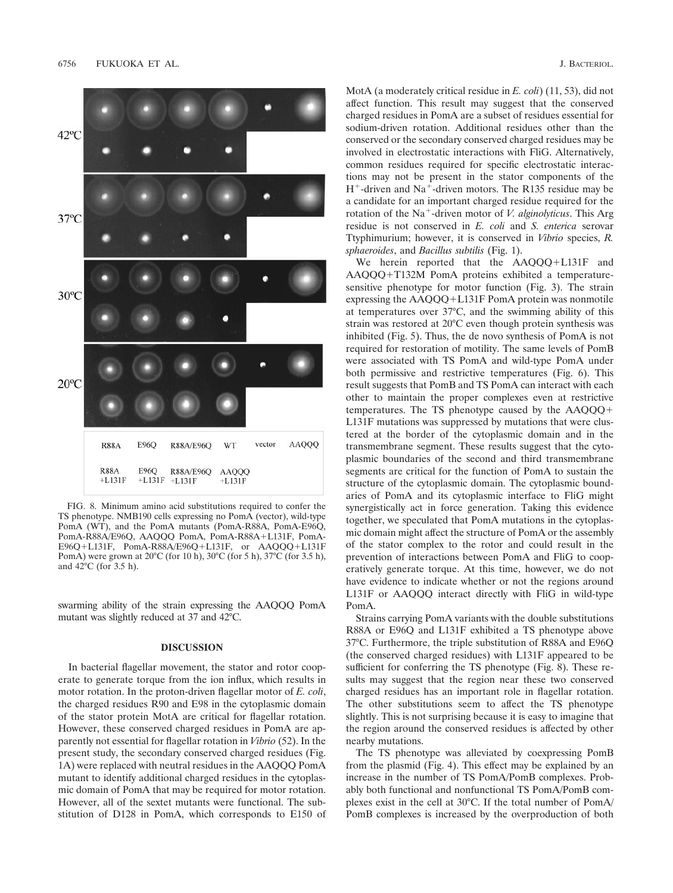FIG. 8. Minimum amino acid substitutions required to confer the TS phenotype. NMB190 cells expressing no PomA (vector), wild-type PomA (WT), and the PomA mutants (PomA-R88A, PomA-E96Q, PomA-R88A/E96Q, AAQQQ PomA, PomA-R88A+L131F, PomA-E96Q+L131F, PomA-R88A/E96Q+L131F, or AAQQQ+L131F PomA) were grown at 20°C (for 10 h), 30°C (for 5 h), 37°C (for 3.5 h), and 42°C (for 3.5 h).

swarming ability of the strain expressing the AAQQQ PomA mutant was slightly reduced at 37 and 42°C.

## DISCUSSION

In bacterial flagellar movement, the stator and rotor cooperate to generate torque from the ion influx, which results in motor rotation. In the proton-driven flagellar motor of *E. coli*, the charged residues R90 and E98 in the cytoplasmic domain of the stator protein MotA are critical for flagellar rotation. However, these conserved charged residues in PomA are apparently not essential for flagellar rotation in *Vibrio* (52). In the present study, the secondary conserved charged residues (Fig. 1A) were replaced with neutral residues in the AAQQQ PomA mutant to identify additional charged residues in the cytoplasmic domain of PomA that may be required for motor rotation. However, all of the sextet mutants were functional. The substitution of D128 in PomA, which corresponds to E150 of MotA (a moderately critical residue in *E. coli*) (11, 53), did not affect function. This result may suggest that the conserved charged residues in PomA are a subset of residues essential for sodium-driven rotation. Additional residues other than the conserved or the secondary conserved charged residues may be involved in electrostatic interactions with FliG. Alternatively, common residues required for specific electrostatic interactions may not be present in the stator components of the $H^+$-driven and $Na^+$-driven motors. The R135 residue may be a candidate for an important charged residue required for the rotation of the $Na^+$-driven motor of *V. alginolyticus*. This Arg residue is not conserved in *E. coli* and *S. enterica* serovar Ttyphimurium; however, it is conserved in *Vibrio* species, *R. sphaeroides*, and *Bacillus subtilis* (Fig. 1).

We herein reported that the AAQQQ+L131F and AAQQQ+T132M PomA proteins exhibited a temperature-sensitive phenotype for motor function (Fig. 3). The strain expressing the AAQQQ+L131F PomA protein was nonmotile at temperatures over 37°C, and the swimming ability of this strain was restored at 20°C even though protein synthesis was inhibited (Fig. 5). Thus, the de novo synthesis of PomA is not required for restoration of motility. The same levels of PomB were associated with TS PomA and wild-type PomA under both permissive and restrictive temperatures (Fig. 6). This result suggests that PomB and TS PomA can interact with each other to maintain the proper complexes even at restrictive temperatures. The TS phenotype caused by the AAQQQ+L131F mutations was suppressed by mutations that were clustered at the border of the cytoplasmic domain and in the transmembrane segment. These results suggest that the cytoplasmic boundaries of the second and third transmembrane segments are critical for the function of PomA to sustain the structure of the cytoplasmic domain. The cytoplasmic boundaries of PomA and its cytoplasmic interface to FliG might synergistically act in force generation. Taking this evidence together, we speculated that PomA mutations in the cytoplasmic domain might affect the structure of PomA or the assembly of the stator complex to the rotor and could result in the prevention of interactions between PomA and FliG to cooperatively generate torque. At this time, however, we do not have evidence to indicate whether or not the regions around L131F or AAQQQ interact directly with FliG in wild-type PomA.

Strains carrying PomA variants with the double substitutions R88A or E96Q and L131F exhibited a TS phenotype above 37°C. Furthermore, the triple substitution of R88A and E96Q (the conserved charged residues) with L131F appeared to be sufficient for conferring the TS phenotype (Fig. 8). These results may suggest that the region near these two conserved charged residues has an important role in flagellar rotation. The other substitutions seem to affect the TS phenotype slightly. This is not surprising because it is easy to imagine that the region around the conserved residues is affected by other nearby mutations.

The TS phenotype was alleviated by coexpressing PomB from the plasmid (Fig. 4). This effect may be explained by an increase in the number of TS PomA/PomB complexes. Probably both functional and nonfunctional TS PomA/PomB complexes exist in the cell at 30°C. If the total number of PomA/PomB complexes is increased by the overproduction of both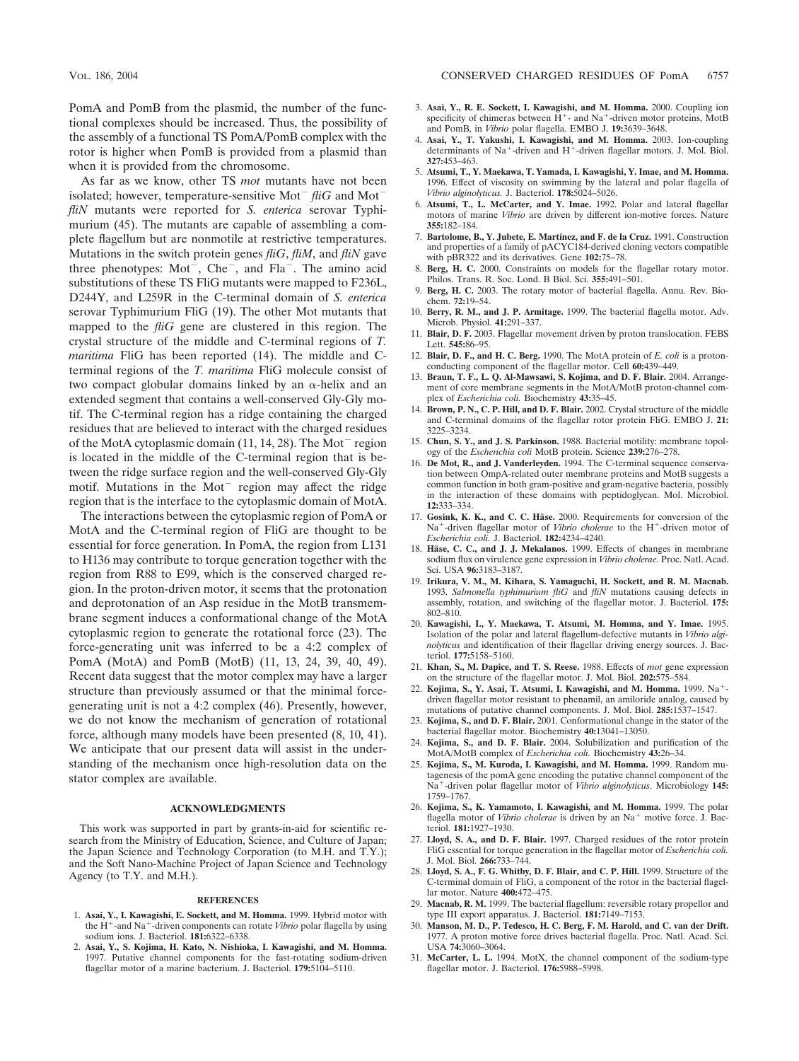PomA and PomB from the plasmid, the number of the functional complexes should be increased. Thus, the possibility of the assembly of a functional TS PomA/PomB complex with the rotor is higher when PomB is provided from a plasmid than when it is provided from the chromosome.

As far as we know, other TS *mot* mutants have not been isolated; however, temperature-sensitive Mot$^-$ *fliG* and Mot$^-$ *fliN* mutants were reported for *S. enterica* serovar Typhimurium (45). The mutants are capable of assembling a complete flagellum but are nonmotile at restrictive temperatures. Mutations in the switch protein genes *fliG*, *fliM*, and *fliN* gave three phenotypes: Mot$^-$, Che$^-$, and Fla$^-$. The amino acid substitutions of these TS FliG mutants were mapped to F236L, D244Y, and L259R in the C-terminal domain of *S. enterica* serovar Typhimurium FliG (19). The other Mot mutants that mapped to the *fliG* gene are clustered in this region. The crystal structure of the middle and C-terminal regions of *T. maritima* FliG has been reported (14). The middle and C-terminal regions of the *T. maritima* FliG molecule consist of two compact globular domains linked by an α-helix and an extended segment that contains a well-conserved Gly-Gly motif. The C-terminal region has a ridge containing the charged residues that are believed to interact with the charged residues of the MotA cytoplasmic domain (11, 14, 28). The Mot$^-$ region is located in the middle of the C-terminal region that is between the ridge surface region and the well-conserved Gly-Gly motif. Mutations in the Mot$^-$ region may affect the ridge region that is the interface to the cytoplasmic domain of MotA.

The interactions between the cytoplasmic region of PomA or MotA and the C-terminal region of FliG are thought to be essential for force generation. In PomA, the region from L131 to H136 may contribute to torque generation together with the region from R88 to E99, which is the conserved charged region. In the proton-driven motor, it seems that the protonation and deprotonation of an Asp residue in the MotB transmembrane segment induces a conformational change of the MotA cytoplasmic region to generate the rotational force (23). The force-generating unit was inferred to be a 4:2 complex of PomA (MotA) and PomB (MotB) (11, 13, 24, 39, 40, 49). Recent data suggest that the motor complex may have a larger structure than previously assumed or that the minimal force-generating unit is not a 4:2 complex (46). Presently, however, we do not know the mechanism of generation of rotational force, although many models have been presented (8, 10, 41). We anticipate that our present data will assist in the understanding of the mechanism once high-resolution data on the stator complex are available.

## ACKNOWLEDGMENTS

This work was supported in part by grants-in-aid for scientific research from the Ministry of Education, Science, and Culture of Japan; the Japan Science and Technology Corporation (to M.H. and T.Y.); and the Soft Nano-Machine Project of Japan Science and Technology Agency (to T.Y. and M.H.).

## REFERENCES

1. **Asai, Y., I. Kawagishi, E. Sockett, and M. Homma.** 1999. Hybrid motor with the $H^+$-and $Na^+$-driven components can rotate *Vibrio* polar flagella by using sodium ions. J. Bacteriol. **181:**6322–6338.
2. **Asai, Y., S. Kojima, H. Kato, N. Nishioka, I. Kawagishi, and M. Homma.** 1997. Putative channel components for the fast-rotating sodium-driven flagellar motor of a marine bacterium. J. Bacteriol. **179:**5104–5110.
3. **Asai, Y., R. E. Sockett, I. Kawagishi, and M. Homma.** 2000. Coupling ion specificity of chimeras between $H^+$- and $Na^+$-driven motor proteins, MotB and PomB, in *Vibrio* polar flagella. EMBO J. **19:**3639–3648.
4. **Asai, Y., T. Yakushi, I. Kawagishi, and M. Homma.** 2003. Ion-coupling determinants of $Na^+$-driven and $H^+$-driven flagellar motors. J. Mol. Biol. **327:**453–463.
5. **Atsumi, T., Y. Maekawa, T. Yamada, I. Kawagishi, Y. Imae, and M. Homma.** 1996. Effect of viscosity on swimming by the lateral and polar flagella of *Vibrio alginolyticus.* J. Bacteriol. **178:**5024–5026.
6. **Atsumi, T., L. McCarter, and Y. Imae.** 1992. Polar and lateral flagellar motors of marine *Vibrio* are driven by different ion-motive forces. Nature **355:**182–184.
7. **Bartolome, B., Y. Jubete, E. Martínez, and F. de la Cruz.** 1991. Construction and properties of a family of pACYC184-derived cloning vectors compatible with pBR322 and its derivatives. Gene **102:**75–78.
8. **Berg, H. C.** 2000. Constraints on models for the flagellar rotary motor. Philos. Trans. R. Soc. Lond. B Biol. Sci. **355:**491–501.
9. **Berg, H. C.** 2003. The rotary motor of bacterial flagella. Annu. Rev. Biochem. **72:**19–54.
10. **Berry, R. M., and J. P. Armitage.** 1999. The bacterial flagella motor. Adv. Microb. Physiol. **41:**291–337.
11. **Blair, D. F.** 2003. Flagellar movement driven by proton translocation. FEBS Lett. **545:**86–95.
12. **Blair, D. F., and H. C. Berg.** 1990. The MotA protein of *E. coli* is a proton-conducting component of the flagellar motor. Cell **60:**439–449.
13. **Braun, T. F., L. Q. Al-Mawsawi, S. Kojima, and D. F. Blair.** 2004. Arrangement of core membrane segments in the MotA/MotB proton-channel complex of *Escherichia coli.* Biochemistry **43:**35–45.
14. **Brown, P. N., C. P. Hill, and D. F. Blair.** 2002. Crystal structure of the middle and C-terminal domains of the flagellar rotor protein FliG. EMBO J. **21:** 3225–3234.
15. **Chun, S. Y., and J. S. Parkinson.** 1988. Bacterial motility: membrane topology of the *Escherichia coli* MotB protein. Science **239:**276–278.
16. **De Mot, R., and J. Vanderleyden.** 1994. The C-terminal sequence conservation between OmpA-related outer membrane proteins and MotB suggests a common function in both gram-positive and gram-negative bacteria, possibly in the interaction of these domains with peptidoglycan. Mol. Microbiol. **12:**333–334.
17. **Gosink, K. K., and C. C. Häse.** 2000. Requirements for conversion of the $Na^+$-driven flagellar motor of *Vibrio cholerae* to the $H^+$-driven motor of *Escherichia coli.* J. Bacteriol. **182:**4234–4240.
18. **Häse, C. C., and J. J. Mekalanos.** 1999. Effects of changes in membrane sodium flux on virulence gene expression in *Vibrio cholerae.* Proc. Natl. Acad. Sci. USA **96:**3183–3187.
19. **Irikura, V. M., M. Kihara, S. Yamaguchi, H. Sockett, and R. M. Macnab.** 1993. *Salmonella typhimurium fliG* and *fliN* mutations causing defects in assembly, rotation, and switching of the flagellar motor. J. Bacteriol. **175:** 802–810.
20. **Kawagishi, I., Y. Maekawa, T. Atsumi, M. Homma, and Y. Imae.** 1995. Isolation of the polar and lateral flagellum-defective mutants in *Vibrio alginolyticus* and identification of their flagellar driving energy sources. J. Bacteriol. **177:**5158–5160.
21. **Khan, S., M. Dapice, and T. S. Reese.** 1988. Effects of *mot* gene expression on the structure of the flagellar motor. J. Mol. Biol. **202:**575–584.
22. **Kojima, S., Y. Asai, T. Atsumi, I. Kawagishi, and M. Homma.** 1999. $Na^+$-driven flagellar motor resistant to phenamil, an amiloride analog, caused by mutations of putative channel components. J. Mol. Biol. **285:**1537–1547.
23. **Kojima, S., and D. F. Blair.** 2001. Conformational change in the stator of the bacterial flagellar motor. Biochemistry **40:**13041–13050.
24. **Kojima, S., and D. F. Blair.** 2004. Solubilization and purification of the MotA/MotB complex of *Escherichia coli.* Biochemistry **43:**26–34.
25. **Kojima, S., M. Kuroda, I. Kawagishi, and M. Homma.** 1999. Random mutagenesis of the pomA gene encoding the putative channel component of the $Na^+$-driven polar flagellar motor of *Vibrio alginolyticus.* Microbiology **145:** 1759–1767.
26. **Kojima, S., K. Yamamoto, I. Kawagishi, and M. Homma.** 1999. The polar flagellar motor of *Vibrio cholerae* is driven by an $Na^+$ motive force. J. Bacteriol. **181:**1927–1930.
27. **Lloyd, S. A., and D. F. Blair.** 1997. Charged residues of the rotor protein FliG essential for torque generation in the flagellar motor of *Escherichia coli.* J. Mol. Biol. **266:**733–744.
28. **Lloyd, S. A., F. G. Whitby, D. F. Blair, and C. P. Hill.** 1999. Structure of the C-terminal domain of FliG, a component of the rotor in the bacterial flagellar motor. Nature **400:**472–475.
29. **Macnab, R. M.** 1999. The bacterial flagellum: reversible rotary propellor and type III export apparatus. J. Bacteriol. **181:**7149–7153.
30. **Manson, M. D., P. Tedesco, H. C. Berg, F. M. Harold, and C. van der Drift.** 1977. A proton motive force drives bacterial flagella. Proc. Natl. Acad. Sci. USA **74:**3060–3064.
31. **McCarter, L. L.** 1994. MotX, the channel component of the sodium-type flagellar motor. J. Bacteriol. **176:**5988–5998.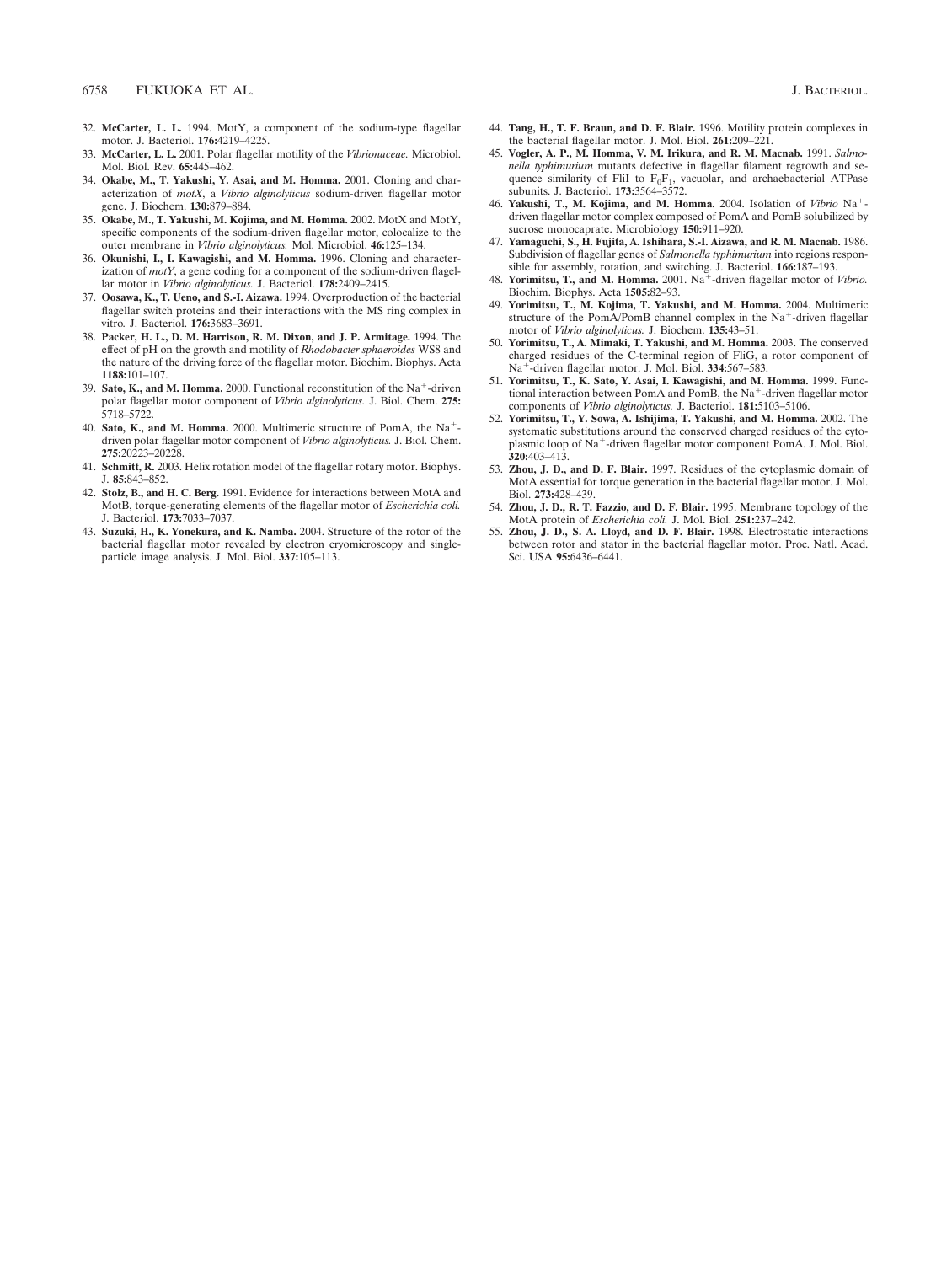32. **McCarter, L. L.** 1994. MotY, a component of the sodium-type flagellar motor. J. Bacteriol. **176:**4219–4225.
33. **McCarter, L. L.** 2001. Polar flagellar motility of the *Vibrionaceae.* Microbiol. Mol. Biol. Rev. **65:**445–462.
34. **Okabe, M., T. Yakushi, Y. Asai, and M. Homma.** 2001. Cloning and characterization of *motX*, a *Vibrio alginolyticus* sodium-driven flagellar motor gene. J. Biochem. **130:**879–884.
35. **Okabe, M., T. Yakushi, M. Kojima, and M. Homma.** 2002. MotX and MotY, specific components of the sodium-driven flagellar motor, colocalize to the outer membrane in *Vibrio alginolyticus.* Mol. Microbiol. **46:**125–134.
36. **Okunishi, I., I. Kawagishi, and M. Homma.** 1996. Cloning and characterization of *motY*, a gene coding for a component of the sodium-driven flagellar motor in *Vibrio alginolyticus.* J. Bacteriol. **178:**2409–2415.
37. **Oosawa, K., T. Ueno, and S.-I. Aizawa.** 1994. Overproduction of the bacterial flagellar switch proteins and their interactions with the MS ring complex in vitro*.* J. Bacteriol. **176:**3683–3691.
38. **Packer, H. L., D. M. Harrison, R. M. Dixon, and J. P. Armitage.** 1994. The effect of pH on the growth and motility of *Rhodobacter sphaeroides* WS8 and the nature of the driving force of the flagellar motor. Biochim. Biophys. Acta **1188:**101–107.
39. **Sato, K., and M. Homma.** 2000. Functional reconstitution of the $Na^+$-driven polar flagellar motor component of *Vibrio alginolyticus.* J. Biol. Chem. **275:**5718–5722.
40. **Sato, K., and M. Homma.** 2000. Multimeric structure of PomA, the $Na^+$-driven polar flagellar motor component of *Vibrio alginolyticus.* J. Biol. Chem. **275:**20223–20228.
41. **Schmitt, R.** 2003. Helix rotation model of the flagellar rotary motor. Biophys. J. **85:**843–852.
42. **Stolz, B., and H. C. Berg.** 1991. Evidence for interactions between MotA and MotB, torque-generating elements of the flagellar motor of *Escherichia coli.* J. Bacteriol. **173:**7033–7037.
43. **Suzuki, H., K. Yonekura, and K. Namba.** 2004. Structure of the rotor of the bacterial flagellar motor revealed by electron cryomicroscopy and single-particle image analysis. J. Mol. Biol. **337:**105–113.
44. **Tang, H., T. F. Braun, and D. F. Blair.** 1996. Motility protein complexes in the bacterial flagellar motor. J. Mol. Biol. **261:**209–221.
45. **Vogler, A. P., M. Homma, V. M. Irikura, and R. M. Macnab.** 1991. *Salmonella typhimurium* mutants defective in flagellar filament regrowth and sequence similarity of FliI to $F_0F_1$, vacuolar, and archaebacterial ATPase subunits. J. Bacteriol. **173:**3564–3572.
46. **Yakushi, T., M. Kojima, and M. Homma.** 2004. Isolation of *Vibrio* $Na^+$-driven flagellar motor complex composed of PomA and PomB solubilized by sucrose monocaprate. Microbiology **150:**911–920.
47. **Yamaguchi, S., H. Fujita, A. Ishihara, S.-I. Aizawa, and R. M. Macnab.** 1986. Subdivision of flagellar genes of *Salmonella typhimurium* into regions responsible for assembly, rotation, and switching. J. Bacteriol. **166:**187–193.
48. **Yorimitsu, T., and M. Homma.** 2001. $Na^+$-driven flagellar motor of *Vibrio.* Biochim. Biophys. Acta **1505:**82–93.
49. **Yorimitsu, T., M. Kojima, T. Yakushi, and M. Homma.** 2004. Multimeric structure of the PomA/PomB channel complex in the $Na^+$-driven flagellar motor of *Vibrio alginolyticus.* J. Biochem. **135:**43–51.
50. **Yorimitsu, T., A. Mimaki, T. Yakushi, and M. Homma.** 2003. The conserved charged residues of the C-terminal region of FliG, a rotor component of $Na^+$-driven flagellar motor. J. Mol. Biol. **334:**567–583.
51. **Yorimitsu, T., K. Sato, Y. Asai, I. Kawagishi, and M. Homma.** 1999. Functional interaction between PomA and PomB, the $Na^+$-driven flagellar motor components of *Vibrio alginolyticus.* J. Bacteriol. **181:**5103–5106.
52. **Yorimitsu, T., Y. Sowa, A. Ishijima, T. Yakushi, and M. Homma.** 2002. The systematic substitutions around the conserved charged residues of the cytoplasmic loop of $Na^+$-driven flagellar motor component PomA. J. Mol. Biol. **320:**403–413.
53. **Zhou, J. D., and D. F. Blair.** 1997. Residues of the cytoplasmic domain of MotA essential for torque generation in the bacterial flagellar motor. J. Mol. Biol. **273:**428–439.
54. **Zhou, J. D., R. T. Fazzio, and D. F. Blair.** 1995. Membrane topology of the MotA protein of *Escherichia coli.* J. Mol. Biol. **251:**237–242.
55. **Zhou, J. D., S. A. Lloyd, and D. F. Blair.** 1998. Electrostatic interactions between rotor and stator in the bacterial flagellar motor. Proc. Natl. Acad. Sci. USA **95:**6436–6441.